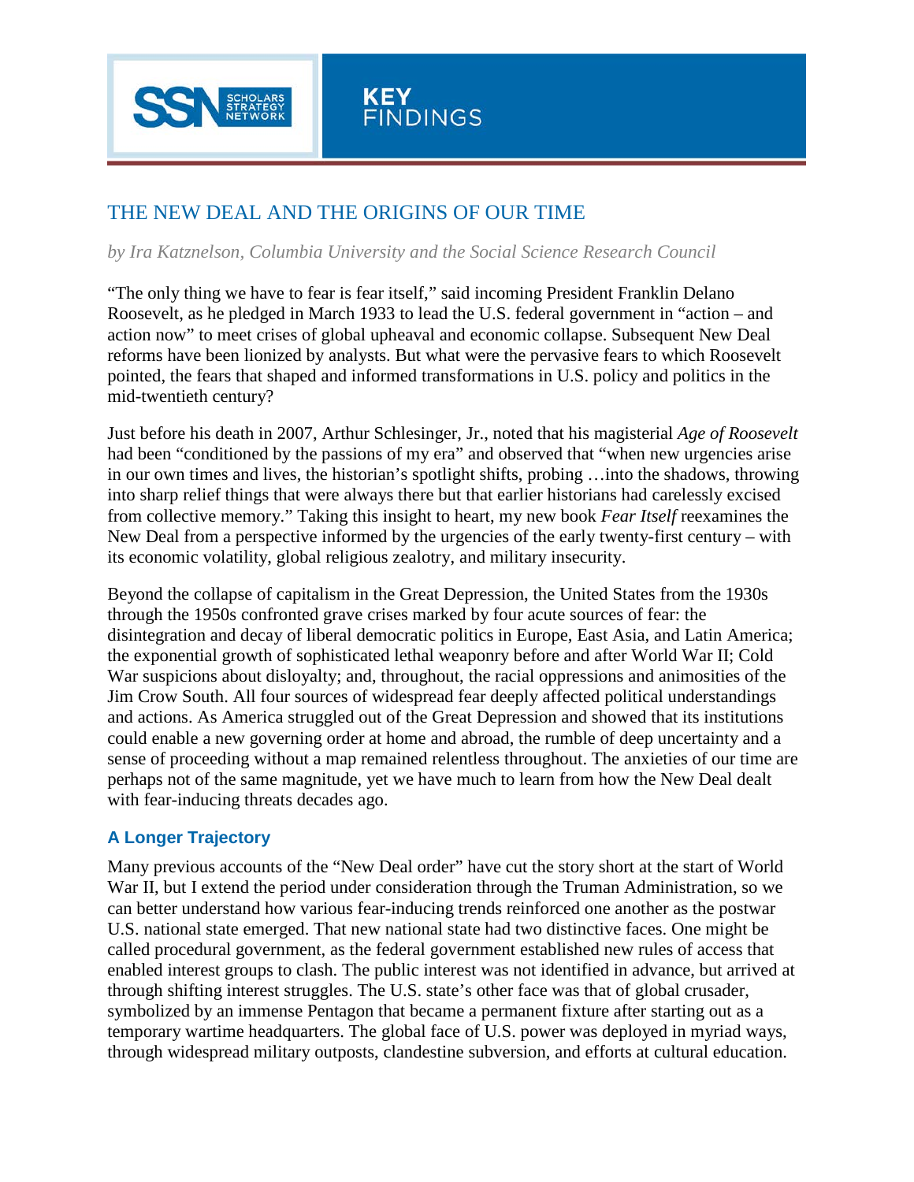# KEY FINDINGS

## THE NEW DEAL AND THE ORIGINS OF OUR TIME

*by Ira Katznelson, Columbia University and the Social Science Research Council*

"The only thing we have to fear is fear itself," said incoming President Franklin Delano Roosevelt, as he pledged in March 1933 to lead the U.S. federal government in "action – and action now" to meet crises of global upheaval and economic collapse. Subsequent New Deal reforms have been lionized by analysts. But what were the pervasive fears to which Roosevelt pointed, the fears that shaped and informed transformations in U.S. policy and politics in the mid-twentieth century?

Just before his death in 2007, Arthur Schlesinger, Jr., noted that his magisterial *Age of Roosevelt* had been "conditioned by the passions of my era" and observed that "when new urgencies arise in our own times and lives, the historian's spotlight shifts, probing …into the shadows, throwing into sharp relief things that were always there but that earlier historians had carelessly excised from collective memory." Taking this insight to heart, my new book *Fear Itself* reexamines the New Deal from a perspective informed by the urgencies of the early twenty-first century – with its economic volatility, global religious zealotry, and military insecurity.

Beyond the collapse of capitalism in the Great Depression, the United States from the 1930s through the 1950s confronted grave crises marked by four acute sources of fear: the disintegration and decay of liberal democratic politics in Europe, East Asia, and Latin America; the exponential growth of sophisticated lethal weaponry before and after World War II; Cold War suspicions about disloyalty; and, throughout, the racial oppressions and animosities of the Jim Crow South. All four sources of widespread fear deeply affected political understandings and actions. As America struggled out of the Great Depression and showed that its institutions could enable a new governing order at home and abroad, the rumble of deep uncertainty and a sense of proceeding without a map remained relentless throughout. The anxieties of our time are perhaps not of the same magnitude, yet we have much to learn from how the New Deal dealt with fear-inducing threats decades ago.

### A Longer Trajectory

Many previous accounts of the "New Deal order" have cut the story short at the start of World War II, but I extend the period under consideration through the Truman Administration, so we can better understand how various fear-inducing trends reinforced one another as the postwar U.S. national state emerged. That new national state had two distinctive faces. One might be called procedural government, as the federal government established new rules of access that enabled interest groups to clash. The public interest was not identified in advance, but arrived at through shifting interest struggles. The U.S. state's other face was that of global crusader, symbolized by an immense Pentagon that became a permanent fixture after starting out as a temporary wartime headquarters. The global face of U.S. power was deployed in myriad ways, through widespread military outposts, clandestine subversion, and efforts at cultural education.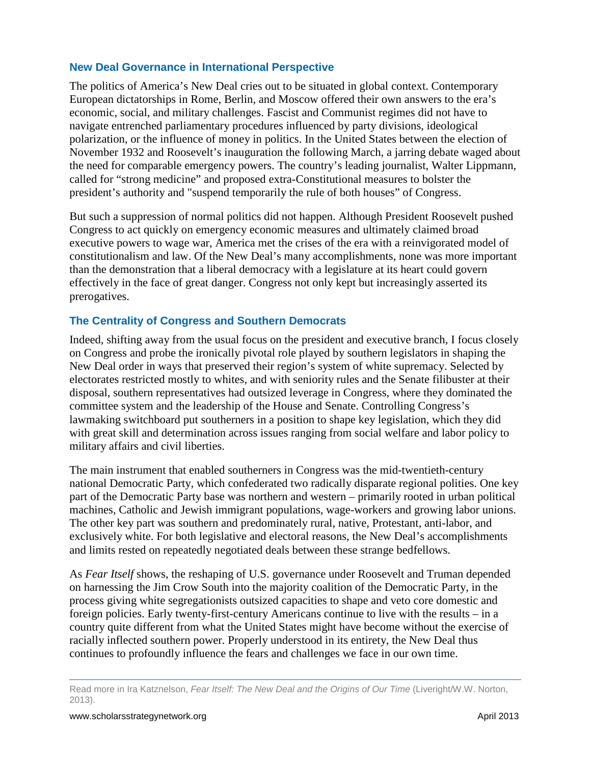## New Deal Governance in International Perspective

The politics of America's New Deal cries out to be situated in global context. Contemporary European dictatorships in Rome, Berlin, and Moscow offered their own answers to the era's economic, social, and military challenges. Fascist and Communist regimes did not have to navigate entrenched parliamentary procedures influenced by party divisions, ideological polarization, or the influence of money in politics. In the United States between the election of November 1932 and Roosevelt's inauguration the following March, a jarring debate waged about the need for comparable emergency powers. The country's leading journalist, Walter Lippmann, called for "strong medicine" and proposed extra-Constitutional measures to bolster the president's authority and "suspend temporarily the rule of both houses" of Congress.

But such a suppression of normal politics did not happen. Although President Roosevelt pushed Congress to act quickly on emergency economic measures and ultimately claimed broad executive powers to wage war, America met the crises of the era with a reinvigorated model of constitutionalism and law. Of the New Deal's many accomplishments, none was more important than the demonstration that a liberal democracy with a legislature at its heart could govern effectively in the face of great danger. Congress not only kept but increasingly asserted its prerogatives.

## The Centrality of Congress and Southern Democrats

Indeed, shifting away from the usual focus on the president and executive branch, I focus closely on Congress and probe the ironically pivotal role played by southern legislators in shaping the New Deal order in ways that preserved their region's system of white supremacy. Selected by electorates restricted mostly to whites, and with seniority rules and the Senate filibuster at their disposal, southern representatives had outsized leverage in Congress, where they dominated the committee system and the leadership of the House and Senate. Controlling Congress's lawmaking switchboard put southerners in a position to shape key legislation, which they did with great skill and determination across issues ranging from social welfare and labor policy to military affairs and civil liberties.

The main instrument that enabled southerners in Congress was the mid-twentieth-century national Democratic Party, which confederated two radically disparate regional polities. One key part of the Democratic Party base was northern and western – primarily rooted in urban political machines, Catholic and Jewish immigrant populations, wage-workers and growing labor unions. The other key part was southern and predominately rural, native, Protestant, anti-labor, and exclusively white. For both legislative and electoral reasons, the New Deal's accomplishments and limits rested on repeatedly negotiated deals between these strange bedfellows.

As *Fear Itself* shows, the reshaping of U.S. governance under Roosevelt and Truman depended on harnessing the Jim Crow South into the majority coalition of the Democratic Party, in the process giving white segregationists outsized capacities to shape and veto core domestic and foreign policies. Early twenty-first-century Americans continue to live with the results – in a country quite different from what the United States might have become without the exercise of racially inflected southern power. Properly understood in its entirety, the New Deal thus continues to profoundly influence the fears and challenges we face in our own time.

---

Read more in Ira Katznelson, *Fear Itself: The New Deal and the Origins of Our Time* (Liveright/W.W. Norton, 2013).

www.scholarsstrategynetwork.org April 2013